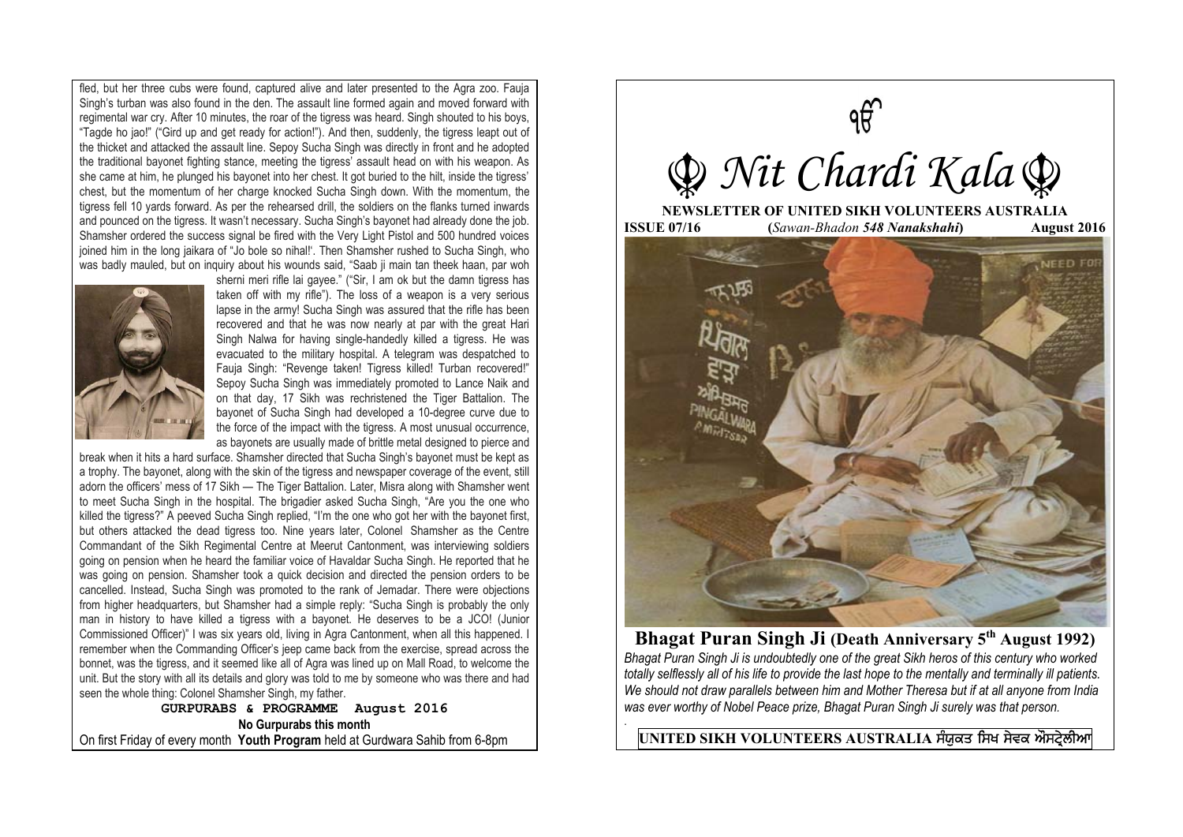fled, but her three cubs were found, captured alive and later presented to the Agra zoo. Fauja Singh's turban was also found in the den. The assault line formed again and moved forward with regimental war cry. After 10 minutes, the roar of the tigress was heard. Singh shouted to his boys, "Tagde ho jao!" ("Gird up and get ready for action!"). And then, suddenly, the tigress leapt out of the thicket and attacked the assault line. Sepoy Sucha Singh was directly in front and he adopted the traditional bayonet fighting stance, meeting the tigress' assault head on with his weapon. As she came at him, he plunged his bayonet into her chest. It got buried to the hilt, inside the tigress' chest, but the momentum of her charge knocked Sucha Singh down. With the momentum, the tigress fell 10 yards forward. As per the rehearsed drill, the soldiers on the flanks turned inwards and pounced on the tigress. It wasn't necessary. Sucha Singh's bayonet had already done the job. Shamsher ordered the success signal be fired with the Very Light Pistol and 500 hundred voices joined him in the long jaikara of "Jo bole so nihal!'. Then Shamsher rushed to Sucha Singh, who was badly mauled, but on inquiry about his wounds said, "Saab ji main tan theek haan, par woh sherni meri rifle lai gayee." ("Sir, I am ok but the damn tigress has taken off with my rifle"). The loss of a weapon is a very serious lapse in the army! Sucha Singh was assured that the rifle has been recovered and that he was now nearly at par with the great Hari Singh Nalwa for having single-handedly killed a tigress. He was evacuated to the military hospital. A telegram was despatched to Fauja Singh: "Revenge taken! Tigress killed! Turban recovered!" Sepoy Sucha Singh was immediately promoted to Lance Naik and on that day, 17 Sikh was rechristened the Tiger Battalion. The bayonet of Sucha Singh had developed a 10-degree curve due to the force of the impact with the tigress. A most unusual occurrence, as bayonets are usually made of brittle metal designed to pierce and break when it hits a hard surface. Shamsher directed that Sucha Singh's bayonet must be kept as a trophy. The bayonet, along with the skin of the tigress and newspaper coverage of the event, still adorn the officers' mess of 17 Sikh — The Tiger Battalion. Later, Misra along with Shamsher went to meet Sucha Singh in the hospital. The brigadier asked Sucha Singh, "Are you the one who killed the tigress?" A peeved Sucha Singh replied, "I'm the one who got her with the bayonet first, but others attacked the dead tigress too. Nine years later, Colonel Shamsher as the Centre Commandant of the Sikh Regimental Centre at Meerut Cantonment, was interviewing soldiers going on pension when he heard the familiar voice of Havaldar Sucha Singh. He reported that he was going on pension. Shamsher took a quick decision and directed the pension orders to be cancelled. Instead, Sucha Singh was promoted to the rank of Jemadar. There were objections from higher headquarters, but Shamsher had a simple reply: "Sucha Singh is probably the only man in history to have killed a tigress with a bayonet. He deserves to be a JCO! (Junior Commissioned Officer)" I was six years old, living in Agra Cantonment, when all this happened. I remember when the Commanding Officer's jeep came back from the exercise, spread across the bonnet, was the tigress, and it seemed like all of Agra was lined up on Mall Road, to welcome the unit. But the story with all its details and glory was told to me by someone who was there and had seen the whole thing: Colonel Shamsher Singh, my father.

**GURPURABS & PROGRAMME August 2016**

**No Gurpurabs this month**

On first Friday of every month **Youth Program** held at Gurdwara Sahib from 6-8pm

ੴ

# ☬ *Nit Chardi Kala* ☬

**NEWSLETTER OF UNITED SIKH VOLUNTEERS AUSTRALIA**

**ISSUE 07/16** (*Sawan-Bhadon* ***548 Nanakshahi***) **August 2016**

## Bhagat Puran Singh Ji (Death Anniversary 5th August 1992)

*Bhagat Puran Singh Ji is undoubtedly one of the great Sikh heros of this century who worked totally selflessly all of his life to provide the last hope to the mentally and terminally ill patients. We should not draw parallels between him and Mother Theresa but if at all anyone from India was ever worthy of Nobel Peace prize, Bhagat Puran Singh Ji surely was that person.*

**UNITED SIKH VOLUNTEERS AUSTRALIA ਸੰਯੁਕਤ ਸਿਖ ਸੇਵਕ ਔਸਟ੍ਰੇਲੀਆ**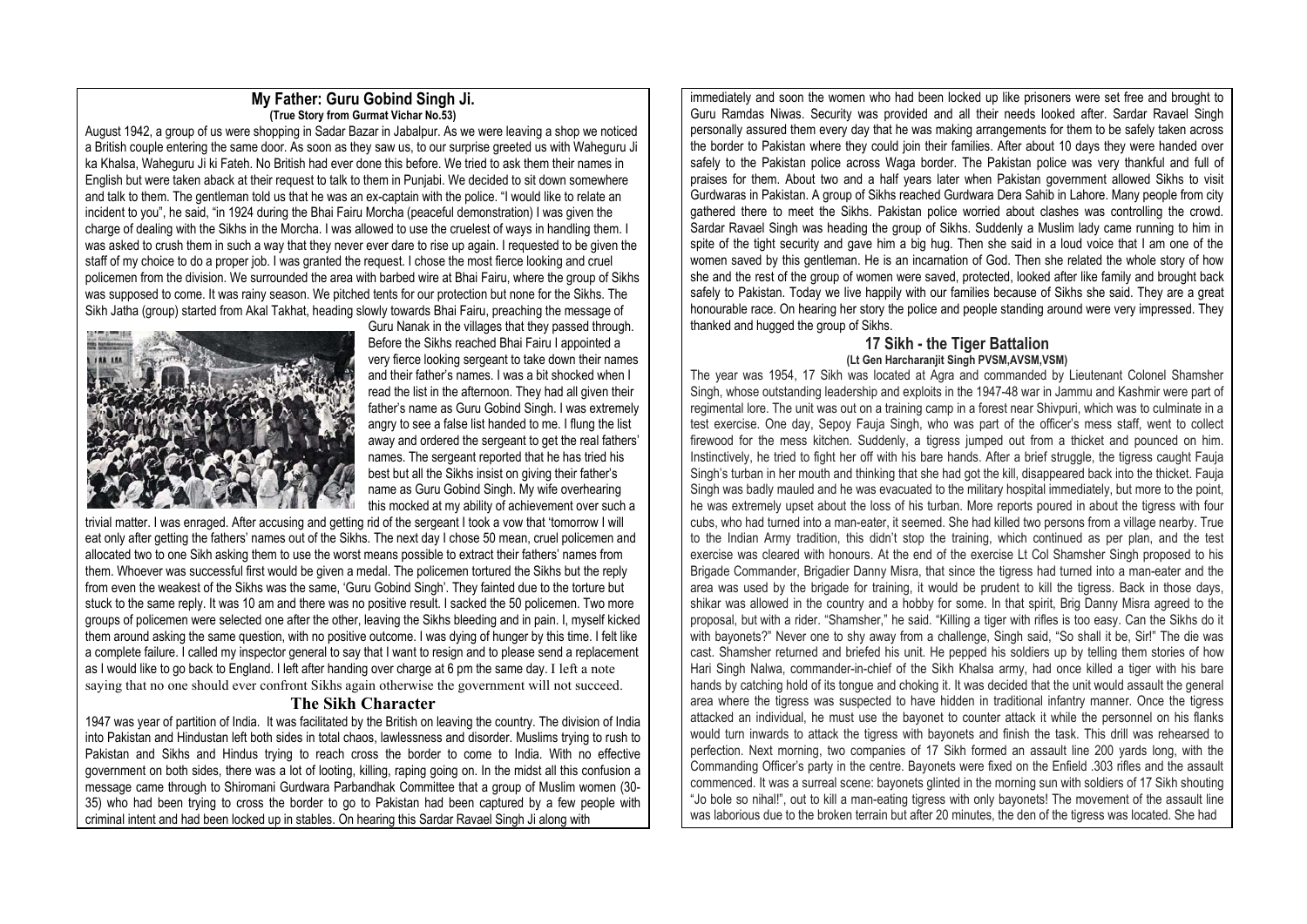## My Father: Guru Gobind Singh Ji.

**(True Story from Gurmat Vichar No.53)**

August 1942, a group of us were shopping in Sadar Bazar in Jabalpur. As we were leaving a shop we noticed a British couple entering the same door. As soon as they saw us, to our surprise greeted us with Waheguru Ji ka Khalsa, Waheguru Ji ki Fateh. No British had ever done this before. We tried to ask them their names in English but were taken aback at their request to talk to them in Punjabi. We decided to sit down somewhere and talk to them. The gentleman told us that he was an ex-captain with the police. "I would like to relate an incident to you", he said, "in 1924 during the Bhai Fairu Morcha (peaceful demonstration) I was given the charge of dealing with the Sikhs in the Morcha. I was allowed to use the cruelest of ways in handling them. I was asked to crush them in such a way that they never ever dare to rise up again. I requested to be given the staff of my choice to do a proper job. I was granted the request. I chose the most fierce looking and cruel policemen from the division. We surrounded the area with barbed wire at Bhai Fairu, where the group of Sikhs was supposed to come. It was rainy season. We pitched tents for our protection but none for the Sikhs. The Sikh Jatha (group) started from Akal Takhat, heading slowly towards Bhai Fairu, preaching the message of Guru Nanak in the villages that they passed through. Before the Sikhs reached Bhai Fairu I appointed a very fierce looking sergeant to take down their names and their father's names. I was a bit shocked when I read the list in the afternoon. They had all given their father's name as Guru Gobind Singh. I was extremely angry to see a false list handed to me. I flung the list away and ordered the sergeant to get the real fathers' names. The sergeant reported that he has tried his best but all the Sikhs insist on giving their father's name as Guru Gobind Singh. My wife overhearing this mocked at my ability of achievement over such a trivial matter. I was enraged. After accusing and getting rid of the sergeant I took a vow that 'tomorrow I will eat only after getting the fathers' names out of the Sikhs. The next day I chose 50 mean, cruel policemen and allocated two to one Sikh asking them to use the worst means possible to extract their fathers' names from them. Whoever was successful first would be given a medal. The policemen tortured the Sikhs but the reply from even the weakest of the Sikhs was the same, 'Guru Gobind Singh'. They fainted due to the torture but stuck to the same reply. It was 10 am and there was no positive result. I sacked the 50 policemen. Two more groups of policemen were selected one after the other, leaving the Sikhs bleeding and in pain. I, myself kicked them around asking the same question, with no positive outcome. I was dying of hunger by this time. I felt like a complete failure. I called my inspector general to say that I want to resign and to please send a replacement as I would like to go back to England. I left after handing over charge at 6 pm the same day. I left a note saying that no one should ever confront Sikhs again otherwise the government will not succeed.

## The Sikh Character

1947 was year of partition of India. It was facilitated by the British on leaving the country. The division of India into Pakistan and Hindustan left both sides in total chaos, lawlessness and disorder. Muslims trying to rush to Pakistan and Sikhs and Hindus trying to reach cross the border to come to India. With no effective government on both sides, there was a lot of looting, killing, raping going on. In the midst all this confusion a message came through to Shiromani Gurdwara Parbandhak Committee that a group of Muslim women (30-35) who had been trying to cross the border to go to Pakistan had been captured by a few people with criminal intent and had been locked up in stables. On hearing this Sardar Ravael Singh Ji along with immediately and soon the women who had been locked up like prisoners were set free and brought to Guru Ramdas Niwas. Security was provided and all their needs looked after. Sardar Ravael Singh personally assured them every day that he was making arrangements for them to be safely taken across the border to Pakistan where they could join their families. After about 10 days they were handed over safely to the Pakistan police across Waga border. The Pakistan police was very thankful and full of praises for them. About two and a half years later when Pakistan government allowed Sikhs to visit Gurdwaras in Pakistan. A group of Sikhs reached Gurdwara Dera Sahib in Lahore. Many people from city gathered there to meet the Sikhs. Pakistan police worried about clashes was controlling the crowd. Sardar Ravael Singh was heading the group of Sikhs. Suddenly a Muslim lady came running to him in spite of the tight security and gave him a big hug. Then she said in a loud voice that I am one of the women saved by this gentleman. He is an incarnation of God. Then she related the whole story of how she and the rest of the group of women were saved, protected, looked after like family and brought back safely to Pakistan. Today we live happily with our families because of Sikhs she said. They are a great honourable race. On hearing her story the police and people standing around were very impressed. They thanked and hugged the group of Sikhs.

## 17 Sikh - the Tiger Battalion

**(Lt Gen Harcharanjit Singh PVSM,AVSM,VSM)**

The year was 1954, 17 Sikh was located at Agra and commanded by Lieutenant Colonel Shamsher Singh, whose outstanding leadership and exploits in the 1947-48 war in Jammu and Kashmir were part of regimental lore. The unit was out on a training camp in a forest near Shivpuri, which was to culminate in a test exercise. One day, Sepoy Fauja Singh, who was part of the officer's mess staff, went to collect firewood for the mess kitchen. Suddenly, a tigress jumped out from a thicket and pounced on him. Instinctively, he tried to fight her off with his bare hands. After a brief struggle, the tigress caught Fauja Singh's turban in her mouth and thinking that she had got the kill, disappeared back into the thicket. Fauja Singh was badly mauled and he was evacuated to the military hospital immediately, but more to the point, he was extremely upset about the loss of his turban. More reports poured in about the tigress with four cubs, who had turned into a man-eater, it seemed. She had killed two persons from a village nearby. True to the Indian Army tradition, this didn't stop the training, which continued as per plan, and the test exercise was cleared with honours. At the end of the exercise Lt Col Shamsher Singh proposed to his Brigade Commander, Brigadier Danny Misra, that since the tigress had turned into a man-eater and the area was used by the brigade for training, it would be prudent to kill the tigress. Back in those days, shikar was allowed in the country and a hobby for some. In that spirit, Brig Danny Misra agreed to the proposal, but with a rider. "Shamsher," he said. "Killing a tiger with rifles is too easy. Can the Sikhs do it with bayonets?" Never one to shy away from a challenge, Singh said, "So shall it be, Sir!" The die was cast. Shamsher returned and briefed his unit. He pepped his soldiers up by telling them stories of how Hari Singh Nalwa, commander-in-chief of the Sikh Khalsa army, had once killed a tiger with his bare hands by catching hold of its tongue and choking it. It was decided that the unit would assault the general area where the tigress was suspected to have hidden in traditional infantry manner. Once the tigress attacked an individual, he must use the bayonet to counter attack it while the personnel on his flanks would turn inwards to attack the tigress with bayonets and finish the task. This drill was rehearsed to perfection. Next morning, two companies of 17 Sikh formed an assault line 200 yards long, with the Commanding Officer's party in the centre. Bayonets were fixed on the Enfield .303 rifles and the assault commenced. It was a surreal scene: bayonets glinted in the morning sun with soldiers of 17 Sikh shouting "Jo bole so nihal!", out to kill a man-eating tigress with only bayonets! The movement of the assault line was laborious due to the broken terrain but after 20 minutes, the den of the tigress was located. She had